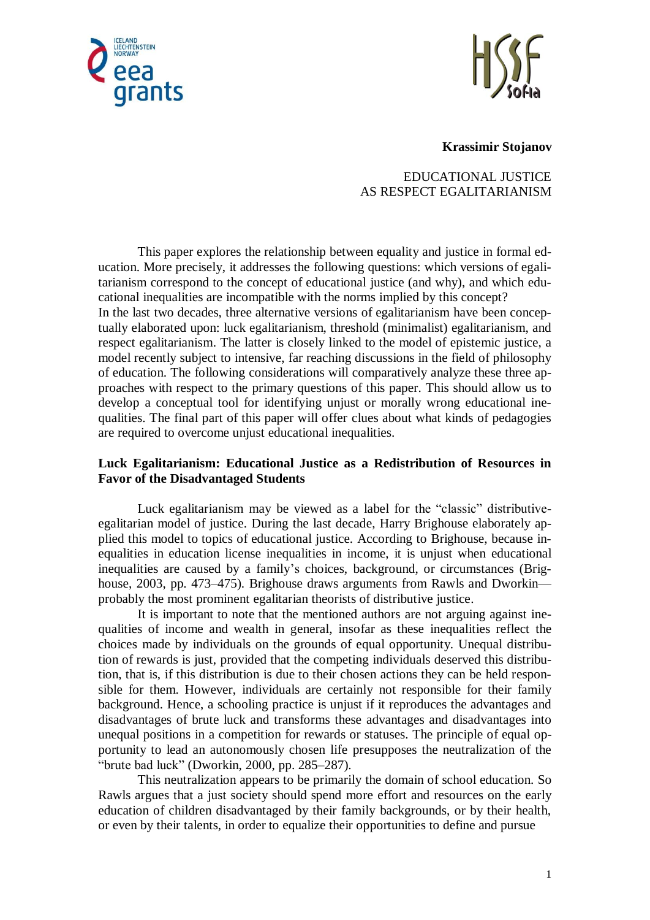**Krassimir Stojanov**

EDUCATIONAL JUSTICE
AS RESPECT EGALITARIANISM

This paper explores the relationship between equality and justice in formal education. More precisely, it addresses the following questions: which versions of egalitarianism correspond to the concept of educational justice (and why), and which educational inequalities are incompatible with the norms implied by this concept? In the last two decades, three alternative versions of egalitarianism have been conceptually elaborated upon: luck egalitarianism, threshold (minimalist) egalitarianism, and respect egalitarianism. The latter is closely linked to the model of epistemic justice, a model recently subject to intensive, far reaching discussions in the field of philosophy of education. The following considerations will comparatively analyze these three approaches with respect to the primary questions of this paper. This should allow us to develop a conceptual tool for identifying unjust or morally wrong educational inequalities. The final part of this paper will offer clues about what kinds of pedagogies are required to overcome unjust educational inequalities.

## Luck Egalitarianism: Educational Justice as a Redistribution of Resources in Favor of the Disadvantaged Students

Luck egalitarianism may be viewed as a label for the "classic" distributive-egalitarian model of justice. During the last decade, Harry Brighouse elaborately applied this model to topics of educational justice. According to Brighouse, because inequalities in education license inequalities in income, it is unjust when educational inequalities are caused by a family's choices, background, or circumstances (Brighouse, 2003, pp. 473–475). Brighouse draws arguments from Rawls and Dworkin—probably the most prominent egalitarian theorists of distributive justice.

It is important to note that the mentioned authors are not arguing against inequalities of income and wealth in general, insofar as these inequalities reflect the choices made by individuals on the grounds of equal opportunity. Unequal distribution of rewards is just, provided that the competing individuals deserved this distribution, that is, if this distribution is due to their chosen actions they can be held responsible for them. However, individuals are certainly not responsible for their family background. Hence, a schooling practice is unjust if it reproduces the advantages and disadvantages of brute luck and transforms these advantages and disadvantages into unequal positions in a competition for rewards or statuses. The principle of equal opportunity to lead an autonomously chosen life presupposes the neutralization of the "brute bad luck" (Dworkin, 2000, pp. 285–287).

This neutralization appears to be primarily the domain of school education. So Rawls argues that a just society should spend more effort and resources on the early education of children disadvantaged by their family backgrounds, or by their health, or even by their talents, in order to equalize their opportunities to define and pursue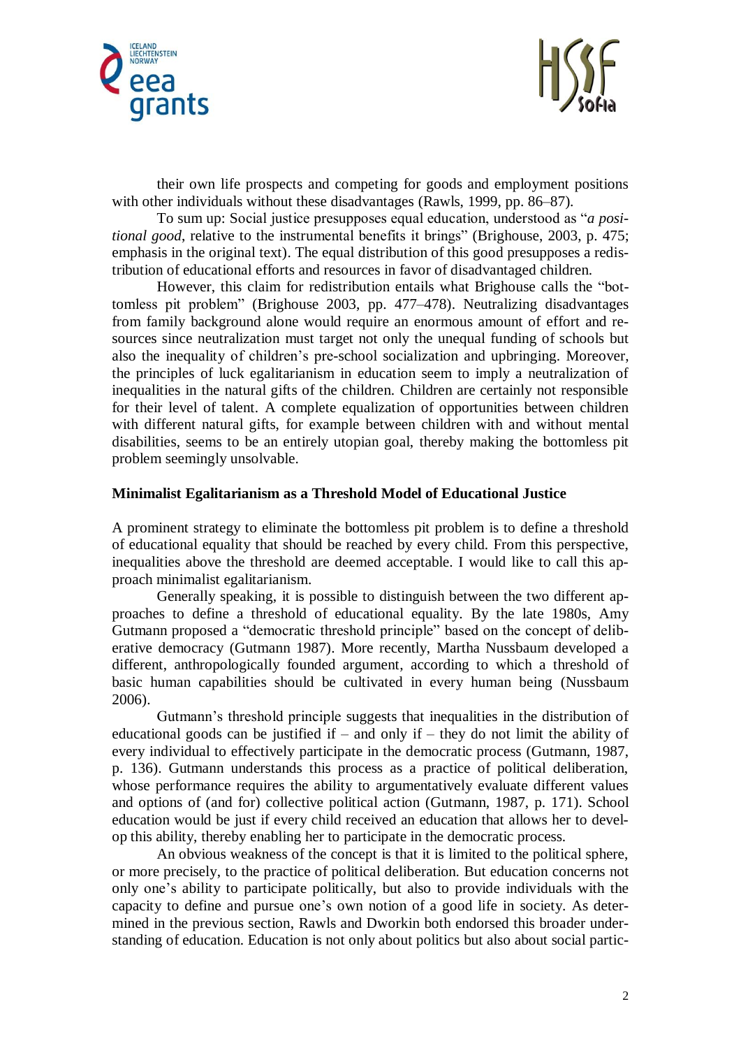their own life prospects and competing for goods and employment positions with other individuals without these disadvantages (Rawls, 1999, pp. 86–87).

To sum up: Social justice presupposes equal education, understood as "*a positional good*, relative to the instrumental benefits it brings" (Brighouse, 2003, p. 475; emphasis in the original text). The equal distribution of this good presupposes a redistribution of educational efforts and resources in favor of disadvantaged children.

However, this claim for redistribution entails what Brighouse calls the "bottomless pit problem" (Brighouse 2003, pp. 477–478). Neutralizing disadvantages from family background alone would require an enormous amount of effort and resources since neutralization must target not only the unequal funding of schools but also the inequality of children's pre-school socialization and upbringing. Moreover, the principles of luck egalitarianism in education seem to imply a neutralization of inequalities in the natural gifts of the children. Children are certainly not responsible for their level of talent. A complete equalization of opportunities between children with different natural gifts, for example between children with and without mental disabilities, seems to be an entirely utopian goal, thereby making the bottomless pit problem seemingly unsolvable.

## Minimalist Egalitarianism as a Threshold Model of Educational Justice

A prominent strategy to eliminate the bottomless pit problem is to define a threshold of educational equality that should be reached by every child. From this perspective, inequalities above the threshold are deemed acceptable. I would like to call this approach minimalist egalitarianism.

Generally speaking, it is possible to distinguish between the two different approaches to define a threshold of educational equality. By the late 1980s, Amy Gutmann proposed a "democratic threshold principle" based on the concept of deliberative democracy (Gutmann 1987). More recently, Martha Nussbaum developed a different, anthropologically founded argument, according to which a threshold of basic human capabilities should be cultivated in every human being (Nussbaum 2006).

Gutmann's threshold principle suggests that inequalities in the distribution of educational goods can be justified if – and only if – they do not limit the ability of every individual to effectively participate in the democratic process (Gutmann, 1987, p. 136). Gutmann understands this process as a practice of political deliberation, whose performance requires the ability to argumentatively evaluate different values and options of (and for) collective political action (Gutmann, 1987, p. 171). School education would be just if every child received an education that allows her to develop this ability, thereby enabling her to participate in the democratic process.

An obvious weakness of the concept is that it is limited to the political sphere, or more precisely, to the practice of political deliberation. But education concerns not only one's ability to participate politically, but also to provide individuals with the capacity to define and pursue one's own notion of a good life in society. As determined in the previous section, Rawls and Dworkin both endorsed this broader understanding of education. Education is not only about politics but also about social partic-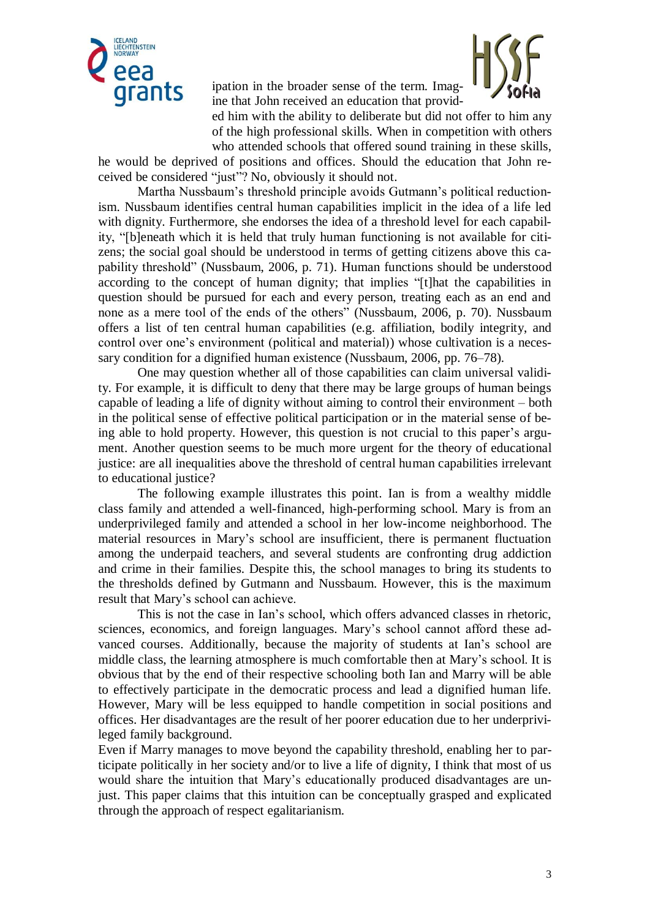ipation in the broader sense of the term. Imagine that John received an education that provided him with the ability to deliberate but did not offer to him any of the high professional skills. When in competition with others who attended schools that offered sound training in these skills, he would be deprived of positions and offices. Should the education that John received be considered "just"? No, obviously it should not.

Martha Nussbaum's threshold principle avoids Gutmann's political reductionism. Nussbaum identifies central human capabilities implicit in the idea of a life led with dignity. Furthermore, she endorses the idea of a threshold level for each capability, "[b]eneath which it is held that truly human functioning is not available for citizens; the social goal should be understood in terms of getting citizens above this capability threshold" (Nussbaum, 2006, p. 71). Human functions should be understood according to the concept of human dignity; that implies "[t]hat the capabilities in question should be pursued for each and every person, treating each as an end and none as a mere tool of the ends of the others" (Nussbaum, 2006, p. 70). Nussbaum offers a list of ten central human capabilities (e.g. affiliation, bodily integrity, and control over one's environment (political and material)) whose cultivation is a necessary condition for a dignified human existence (Nussbaum, 2006, pp. 76–78).

One may question whether all of those capabilities can claim universal validity. For example, it is difficult to deny that there may be large groups of human beings capable of leading a life of dignity without aiming to control their environment – both in the political sense of effective political participation or in the material sense of being able to hold property. However, this question is not crucial to this paper's argument. Another question seems to be much more urgent for the theory of educational justice: are all inequalities above the threshold of central human capabilities irrelevant to educational justice?

The following example illustrates this point. Ian is from a wealthy middle class family and attended a well-financed, high-performing school. Mary is from an underprivileged family and attended a school in her low-income neighborhood. The material resources in Mary's school are insufficient, there is permanent fluctuation among the underpaid teachers, and several students are confronting drug addiction and crime in their families. Despite this, the school manages to bring its students to the thresholds defined by Gutmann and Nussbaum. However, this is the maximum result that Mary's school can achieve.

This is not the case in Ian's school, which offers advanced classes in rhetoric, sciences, economics, and foreign languages. Mary's school cannot afford these advanced courses. Additionally, because the majority of students at Ian's school are middle class, the learning atmosphere is much comfortable then at Mary's school. It is obvious that by the end of their respective schooling both Ian and Marry will be able to effectively participate in the democratic process and lead a dignified human life. However, Mary will be less equipped to handle competition in social positions and offices. Her disadvantages are the result of her poorer education due to her underprivileged family background.

Even if Marry manages to move beyond the capability threshold, enabling her to participate politically in her society and/or to live a life of dignity, I think that most of us would share the intuition that Mary's educationally produced disadvantages are unjust. This paper claims that this intuition can be conceptually grasped and explicated through the approach of respect egalitarianism.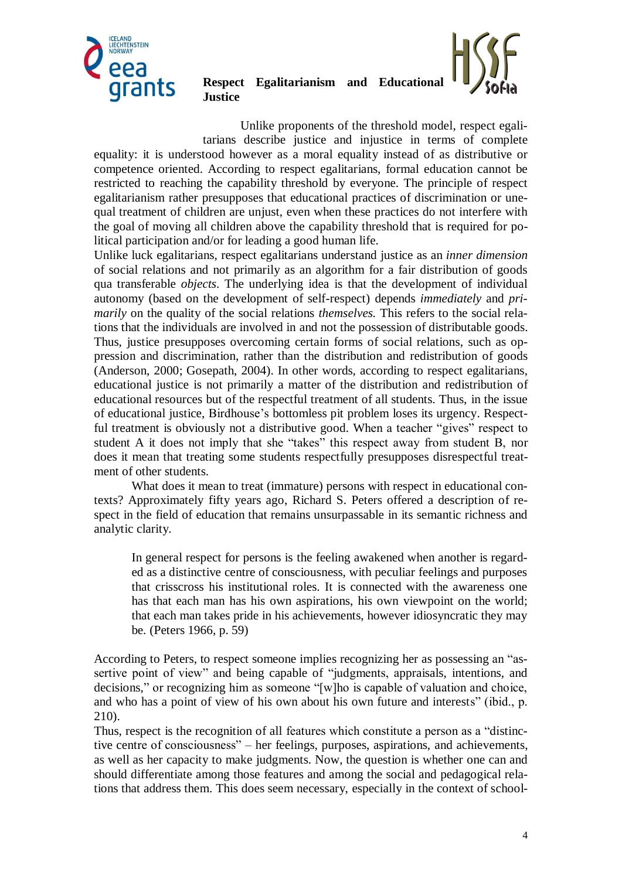Unlike proponents of the threshold model, respect egalitarians describe justice and injustice in terms of complete equality: it is understood however as a moral equality instead of as distributive or competence oriented. According to respect egalitarians, formal education cannot be restricted to reaching the capability threshold by everyone. The principle of respect egalitarianism rather presupposes that educational practices of discrimination or unequal treatment of children are unjust, even when these practices do not interfere with the goal of moving all children above the capability threshold that is required for political participation and/or for leading a good human life.

Unlike luck egalitarians, respect egalitarians understand justice as an *inner dimension* of social relations and not primarily as an algorithm for a fair distribution of goods qua transferable *objects*. The underlying idea is that the development of individual autonomy (based on the development of self-respect) depends *immediately* and *primarily* on the quality of the social relations *themselves.* This refers to the social relations that the individuals are involved in and not the possession of distributable goods. Thus, justice presupposes overcoming certain forms of social relations, such as oppression and discrimination, rather than the distribution and redistribution of goods (Anderson, 2000; Gosepath, 2004). In other words, according to respect egalitarians, educational justice is not primarily a matter of the distribution and redistribution of educational resources but of the respectful treatment of all students. Thus, in the issue of educational justice, Birdhouse's bottomless pit problem loses its urgency. Respectful treatment is obviously not a distributive good. When a teacher "gives" respect to student A it does not imply that she "takes" this respect away from student B, nor does it mean that treating some students respectfully presupposes disrespectful treatment of other students.

What does it mean to treat (immature) persons with respect in educational contexts? Approximately fifty years ago, Richard S. Peters offered a description of respect in the field of education that remains unsurpassable in its semantic richness and analytic clarity.

> In general respect for persons is the feeling awakened when another is regarded as a distinctive centre of consciousness, with peculiar feelings and purposes that crisscross his institutional roles. It is connected with the awareness one has that each man has his own aspirations, his own viewpoint on the world; that each man takes pride in his achievements, however idiosyncratic they may be. (Peters 1966, p. 59)

According to Peters, to respect someone implies recognizing her as possessing an "assertive point of view" and being capable of "judgments, appraisals, intentions, and decisions," or recognizing him as someone "[w]ho is capable of valuation and choice, and who has a point of view of his own about his own future and interests" (ibid., p. 210).

Thus, respect is the recognition of all features which constitute a person as a "distinctive centre of consciousness" – her feelings, purposes, aspirations, and achievements, as well as her capacity to make judgments. Now, the question is whether one can and should differentiate among those features and among the social and pedagogical relations that address them. This does seem necessary, especially in the context of school-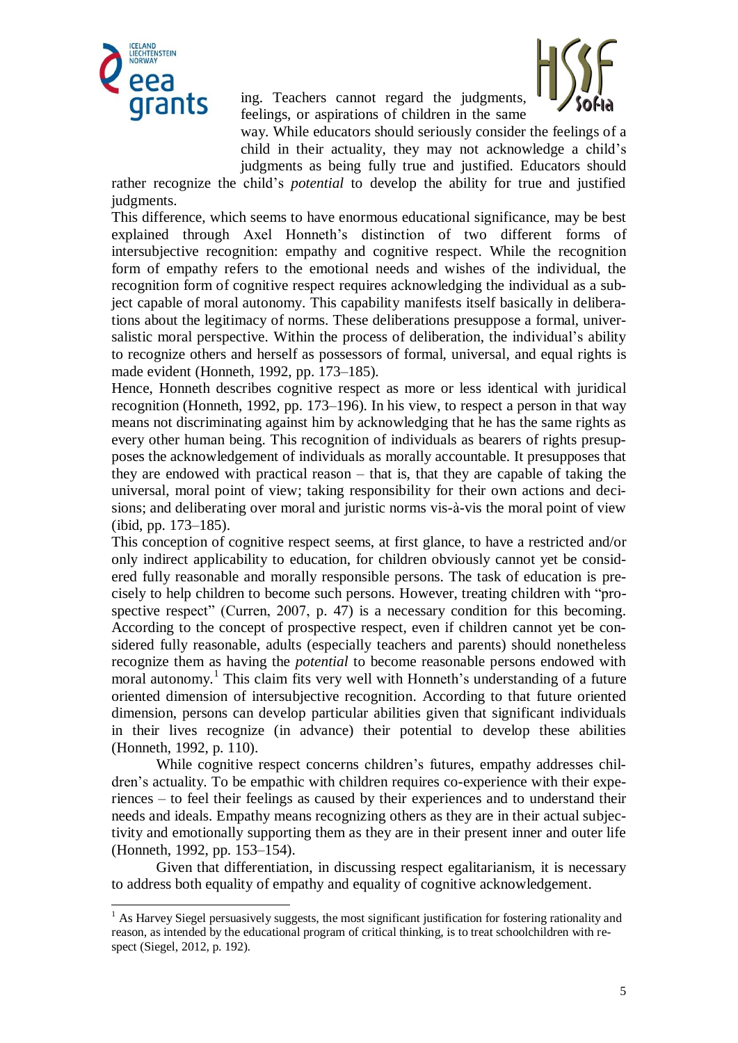ing. Teachers cannot regard the judgments, feelings, or aspirations of children in the same way. While educators should seriously consider the feelings of a child in their actuality, they may not acknowledge a child's judgments as being fully true and justified. Educators should rather recognize the child's *potential* to develop the ability for true and justified judgments.

This difference, which seems to have enormous educational significance, may be best explained through Axel Honneth's distinction of two different forms of intersubjective recognition: empathy and cognitive respect. While the recognition form of empathy refers to the emotional needs and wishes of the individual, the recognition form of cognitive respect requires acknowledging the individual as a subject capable of moral autonomy. This capability manifests itself basically in deliberations about the legitimacy of norms. These deliberations presuppose a formal, universalistic moral perspective. Within the process of deliberation, the individual's ability to recognize others and herself as possessors of formal, universal, and equal rights is made evident (Honneth, 1992, pp. 173–185).

Hence, Honneth describes cognitive respect as more or less identical with juridical recognition (Honneth, 1992, pp. 173–196). In his view, to respect a person in that way means not discriminating against him by acknowledging that he has the same rights as every other human being. This recognition of individuals as bearers of rights presupposes the acknowledgement of individuals as morally accountable. It presupposes that they are endowed with practical reason – that is, that they are capable of taking the universal, moral point of view; taking responsibility for their own actions and decisions; and deliberating over moral and juristic norms vis-à-vis the moral point of view (ibid, pp. 173–185).

This conception of cognitive respect seems, at first glance, to have a restricted and/or only indirect applicability to education, for children obviously cannot yet be considered fully reasonable and morally responsible persons. The task of education is precisely to help children to become such persons. However, treating children with "prospective respect" (Curren, 2007, p. 47) is a necessary condition for this becoming. According to the concept of prospective respect, even if children cannot yet be considered fully reasonable, adults (especially teachers and parents) should nonetheless recognize them as having the *potential* to become reasonable persons endowed with moral autonomy.[1] This claim fits very well with Honneth's understanding of a future oriented dimension of intersubjective recognition. According to that future oriented dimension, persons can develop particular abilities given that significant individuals in their lives recognize (in advance) their potential to develop these abilities (Honneth, 1992, p. 110).

While cognitive respect concerns children's futures, empathy addresses children's actuality. To be empathic with children requires co-experience with their experiences – to feel their feelings as caused by their experiences and to understand their needs and ideals. Empathy means recognizing others as they are in their actual subjectivity and emotionally supporting them as they are in their present inner and outer life (Honneth, 1992, pp. 153–154).

Given that differentiation, in discussing respect egalitarianism, it is necessary to address both equality of empathy and equality of cognitive acknowledgement.

---

[1] As Harvey Siegel persuasively suggests, the most significant justification for fostering rationality and reason, as intended by the educational program of critical thinking, is to treat schoolchildren with respect (Siegel, 2012, p. 192).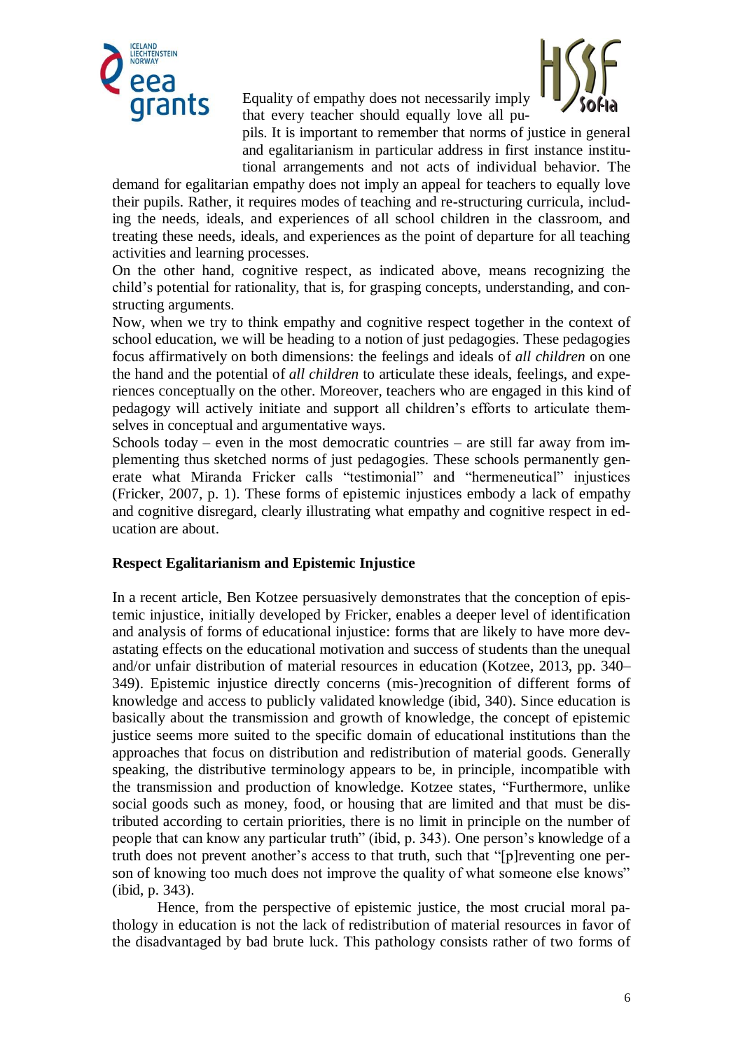Equality of empathy does not necessarily imply that every teacher should equally love all pupils. It is important to remember that norms of justice in general and egalitarianism in particular address in first instance institutional arrangements and not acts of individual behavior. The demand for egalitarian empathy does not imply an appeal for teachers to equally love their pupils. Rather, it requires modes of teaching and re-structuring curricula, including the needs, ideals, and experiences of all school children in the classroom, and treating these needs, ideals, and experiences as the point of departure for all teaching activities and learning processes.

On the other hand, cognitive respect, as indicated above, means recognizing the child's potential for rationality, that is, for grasping concepts, understanding, and constructing arguments.

Now, when we try to think empathy and cognitive respect together in the context of school education, we will be heading to a notion of just pedagogies. These pedagogies focus affirmatively on both dimensions: the feelings and ideals of *all children* on one the hand and the potential of *all children* to articulate these ideals, feelings, and experiences conceptually on the other. Moreover, teachers who are engaged in this kind of pedagogy will actively initiate and support all children's efforts to articulate themselves in conceptual and argumentative ways.

Schools today – even in the most democratic countries – are still far away from implementing thus sketched norms of just pedagogies. These schools permanently generate what Miranda Fricker calls "testimonial" and "hermeneutical" injustices (Fricker, 2007, p. 1). These forms of epistemic injustices embody a lack of empathy and cognitive disregard, clearly illustrating what empathy and cognitive respect in education are about.

**Respect Egalitarianism and Epistemic Injustice**

In a recent article, Ben Kotzee persuasively demonstrates that the conception of epistemic injustice, initially developed by Fricker, enables a deeper level of identification and analysis of forms of educational injustice: forms that are likely to have more devastating effects on the educational motivation and success of students than the unequal and/or unfair distribution of material resources in education (Kotzee, 2013, pp. 340–349). Epistemic injustice directly concerns (mis-)recognition of different forms of knowledge and access to publicly validated knowledge (ibid, 340). Since education is basically about the transmission and growth of knowledge, the concept of epistemic justice seems more suited to the specific domain of educational institutions than the approaches that focus on distribution and redistribution of material goods. Generally speaking, the distributive terminology appears to be, in principle, incompatible with the transmission and production of knowledge. Kotzee states, "Furthermore, unlike social goods such as money, food, or housing that are limited and that must be distributed according to certain priorities, there is no limit in principle on the number of people that can know any particular truth" (ibid, p. 343). One person's knowledge of a truth does not prevent another's access to that truth, such that "[p]reventing one person of knowing too much does not improve the quality of what someone else knows" (ibid, p. 343).

Hence, from the perspective of epistemic justice, the most crucial moral pathology in education is not the lack of redistribution of material resources in favor of the disadvantaged by bad brute luck. This pathology consists rather of two forms of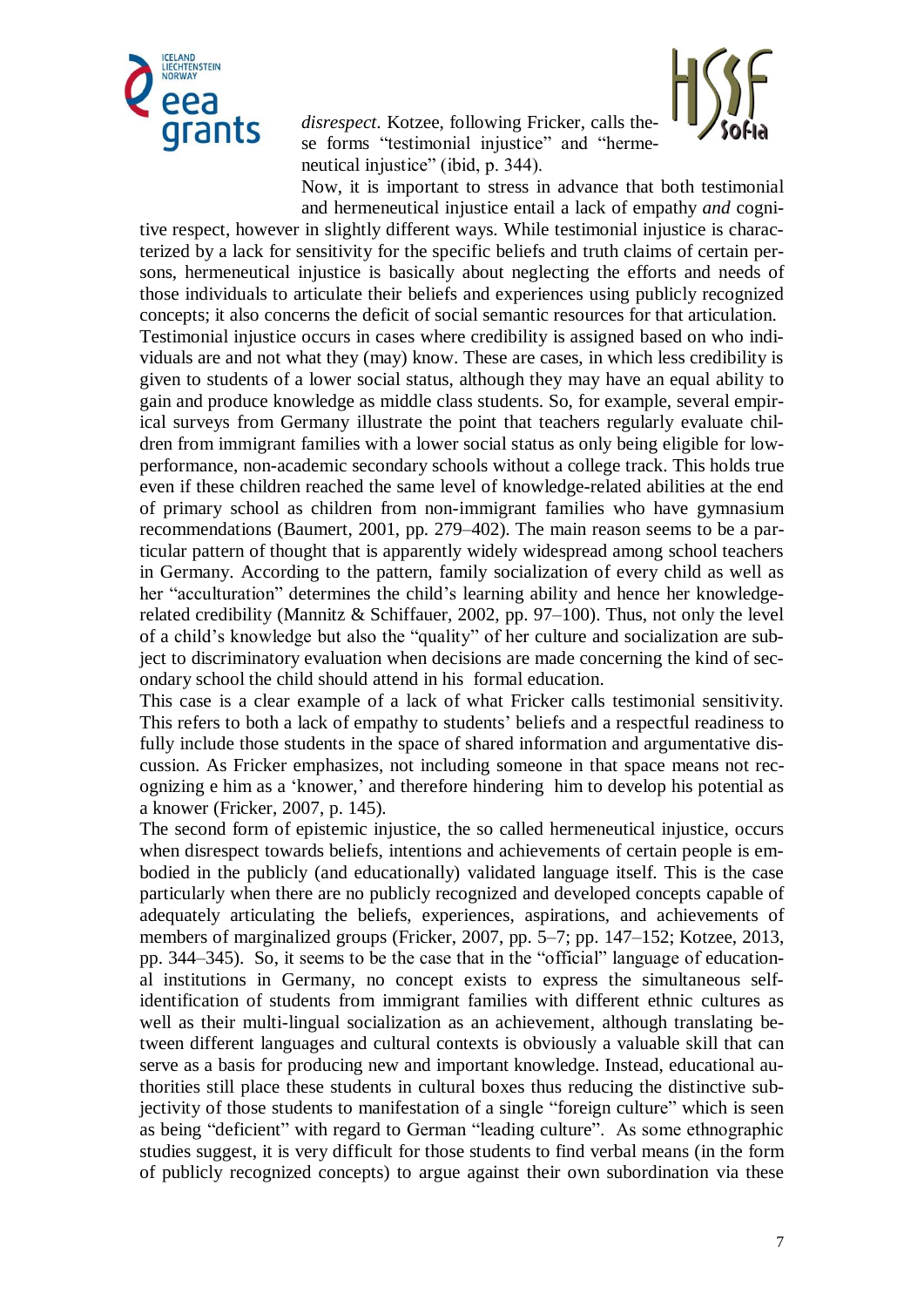*disrespect*. Kotzee, following Fricker, calls these forms "testimonial injustice" and "hermeneutical injustice" (ibid, p. 344).

Now, it is important to stress in advance that both testimonial and hermeneutical injustice entail a lack of empathy *and* cognitive respect, however in slightly different ways. While testimonial injustice is characterized by a lack for sensitivity for the specific beliefs and truth claims of certain persons, hermeneutical injustice is basically about neglecting the efforts and needs of those individuals to articulate their beliefs and experiences using publicly recognized concepts; it also concerns the deficit of social semantic resources for that articulation.

Testimonial injustice occurs in cases where credibility is assigned based on who individuals are and not what they (may) know. These are cases, in which less credibility is given to students of a lower social status, although they may have an equal ability to gain and produce knowledge as middle class students. So, for example, several empirical surveys from Germany illustrate the point that teachers regularly evaluate children from immigrant families with a lower social status as only being eligible for low-performance, non-academic secondary schools without a college track. This holds true even if these children reached the same level of knowledge-related abilities at the end of primary school as children from non-immigrant families who have gymnasium recommendations (Baumert, 2001, pp. 279–402). The main reason seems to be a particular pattern of thought that is apparently widely widespread among school teachers in Germany. According to the pattern, family socialization of every child as well as her "acculturation" determines the child's learning ability and hence her knowledge-related credibility (Mannitz & Schiffauer, 2002, pp. 97–100). Thus, not only the level of a child's knowledge but also the "quality" of her culture and socialization are subject to discriminatory evaluation when decisions are made concerning the kind of secondary school the child should attend in his formal education.

This case is a clear example of a lack of what Fricker calls testimonial sensitivity. This refers to both a lack of empathy to students' beliefs and a respectful readiness to fully include those students in the space of shared information and argumentative discussion. As Fricker emphasizes, not including someone in that space means not recognizing e him as a 'knower,' and therefore hindering him to develop his potential as a knower (Fricker, 2007, p. 145).

The second form of epistemic injustice, the so called hermeneutical injustice, occurs when disrespect towards beliefs, intentions and achievements of certain people is embodied in the publicly (and educationally) validated language itself. This is the case particularly when there are no publicly recognized and developed concepts capable of adequately articulating the beliefs, experiences, aspirations, and achievements of members of marginalized groups (Fricker, 2007, pp. 5–7; pp. 147–152; Kotzee, 2013, pp. 344–345). So, it seems to be the case that in the "official" language of educational institutions in Germany, no concept exists to express the simultaneous self-identification of students from immigrant families with different ethnic cultures as well as their multi-lingual socialization as an achievement, although translating between different languages and cultural contexts is obviously a valuable skill that can serve as a basis for producing new and important knowledge. Instead, educational authorities still place these students in cultural boxes thus reducing the distinctive subjectivity of those students to manifestation of a single "foreign culture" which is seen as being "deficient" with regard to German "leading culture". As some ethnographic studies suggest, it is very difficult for those students to find verbal means (in the form of publicly recognized concepts) to argue against their own subordination via these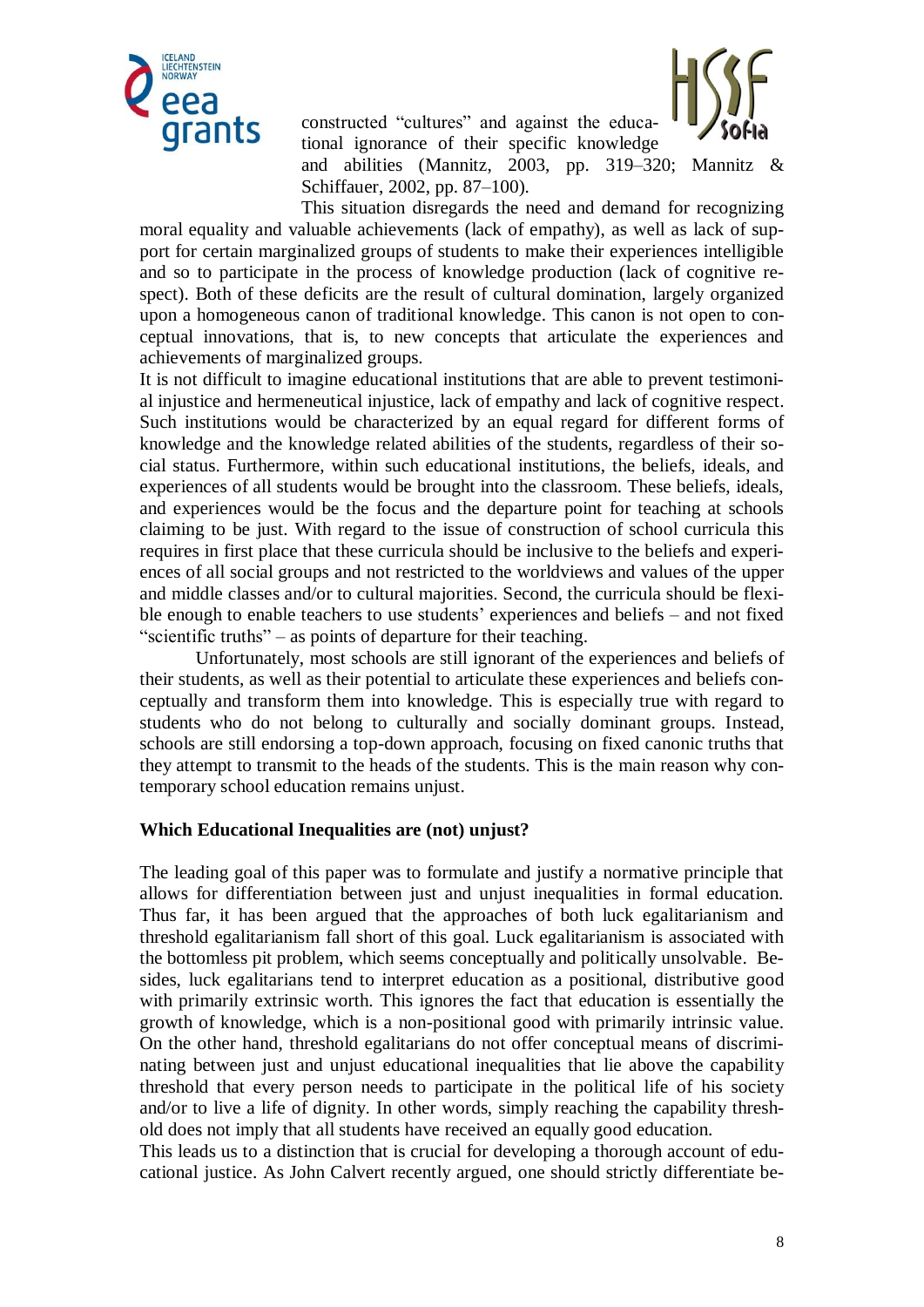constructed "cultures" and against the educational ignorance of their specific knowledge and abilities (Mannitz, 2003, pp. 319–320; Mannitz & Schiffauer, 2002, pp. 87–100).

This situation disregards the need and demand for recognizing moral equality and valuable achievements (lack of empathy), as well as lack of support for certain marginalized groups of students to make their experiences intelligible and so to participate in the process of knowledge production (lack of cognitive respect). Both of these deficits are the result of cultural domination, largely organized upon a homogeneous canon of traditional knowledge. This canon is not open to conceptual innovations, that is, to new concepts that articulate the experiences and achievements of marginalized groups.

It is not difficult to imagine educational institutions that are able to prevent testimonial injustice and hermeneutical injustice, lack of empathy and lack of cognitive respect. Such institutions would be characterized by an equal regard for different forms of knowledge and the knowledge related abilities of the students, regardless of their social status. Furthermore, within such educational institutions, the beliefs, ideals, and experiences of all students would be brought into the classroom. These beliefs, ideals, and experiences would be the focus and the departure point for teaching at schools claiming to be just. With regard to the issue of construction of school curricula this requires in first place that these curricula should be inclusive to the beliefs and experiences of all social groups and not restricted to the worldviews and values of the upper and middle classes and/or to cultural majorities. Second, the curricula should be flexible enough to enable teachers to use students' experiences and beliefs – and not fixed "scientific truths" – as points of departure for their teaching.

Unfortunately, most schools are still ignorant of the experiences and beliefs of their students, as well as their potential to articulate these experiences and beliefs conceptually and transform them into knowledge. This is especially true with regard to students who do not belong to culturally and socially dominant groups. Instead, schools are still endorsing a top-down approach, focusing on fixed canonic truths that they attempt to transmit to the heads of the students. This is the main reason why contemporary school education remains unjust.

## Which Educational Inequalities are (not) unjust?

The leading goal of this paper was to formulate and justify a normative principle that allows for differentiation between just and unjust inequalities in formal education. Thus far, it has been argued that the approaches of both luck egalitarianism and threshold egalitarianism fall short of this goal. Luck egalitarianism is associated with the bottomless pit problem, which seems conceptually and politically unsolvable. Besides, luck egalitarians tend to interpret education as a positional, distributive good with primarily extrinsic worth. This ignores the fact that education is essentially the growth of knowledge, which is a non-positional good with primarily intrinsic value. On the other hand, threshold egalitarians do not offer conceptual means of discriminating between just and unjust educational inequalities that lie above the capability threshold that every person needs to participate in the political life of his society and/or to live a life of dignity. In other words, simply reaching the capability threshold does not imply that all students have received an equally good education.

This leads us to a distinction that is crucial for developing a thorough account of educational justice. As John Calvert recently argued, one should strictly differentiate be-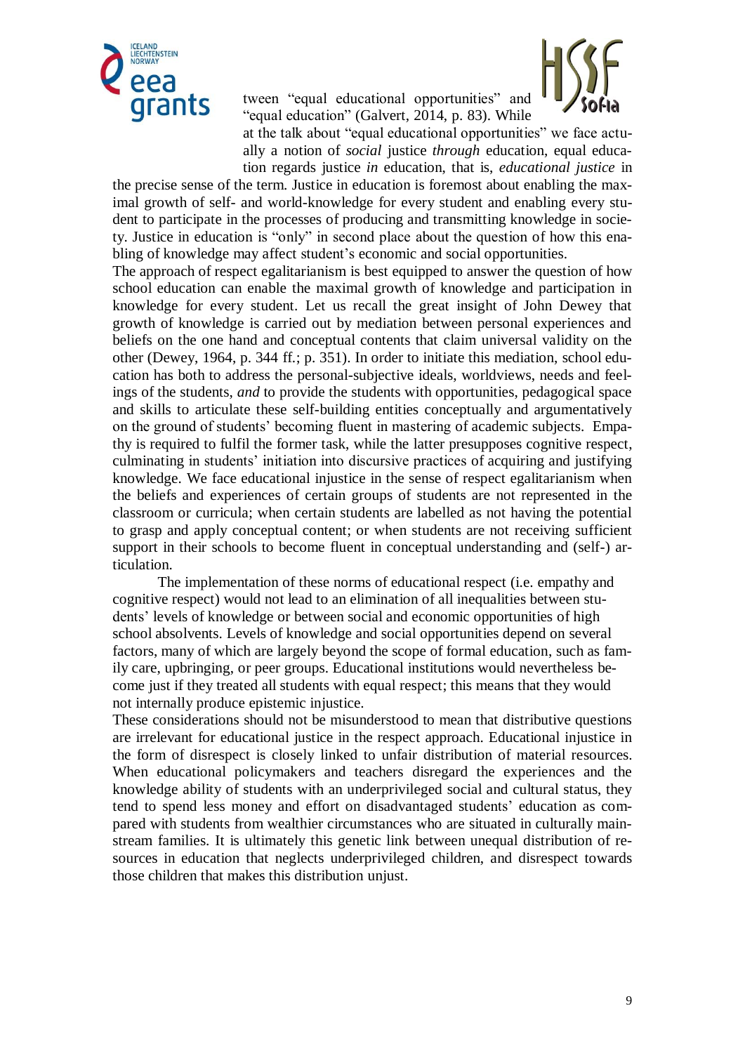tween "equal educational opportunities" and "equal education" (Galvert, 2014, p. 83). While at the talk about "equal educational opportunities" we face actually a notion of *social* justice *through* education, equal education regards justice *in* education, that is, *educational justice* in the precise sense of the term. Justice in education is foremost about enabling the maximal growth of self- and world-knowledge for every student and enabling every student to participate in the processes of producing and transmitting knowledge in society. Justice in education is "only" in second place about the question of how this enabling of knowledge may affect student's economic and social opportunities.

The approach of respect egalitarianism is best equipped to answer the question of how school education can enable the maximal growth of knowledge and participation in knowledge for every student. Let us recall the great insight of John Dewey that growth of knowledge is carried out by mediation between personal experiences and beliefs on the one hand and conceptual contents that claim universal validity on the other (Dewey, 1964, p. 344 ff.; p. 351). In order to initiate this mediation, school education has both to address the personal-subjective ideals, worldviews, needs and feelings of the students, *and* to provide the students with opportunities, pedagogical space and skills to articulate these self-building entities conceptually and argumentatively on the ground of students' becoming fluent in mastering of academic subjects. Empathy is required to fulfil the former task, while the latter presupposes cognitive respect, culminating in students' initiation into discursive practices of acquiring and justifying knowledge. We face educational injustice in the sense of respect egalitarianism when the beliefs and experiences of certain groups of students are not represented in the classroom or curricula; when certain students are labelled as not having the potential to grasp and apply conceptual content; or when students are not receiving sufficient support in their schools to become fluent in conceptual understanding and (self-) articulation.

The implementation of these norms of educational respect (i.e. empathy and cognitive respect) would not lead to an elimination of all inequalities between students' levels of knowledge or between social and economic opportunities of high school absolvents. Levels of knowledge and social opportunities depend on several factors, many of which are largely beyond the scope of formal education, such as family care, upbringing, or peer groups. Educational institutions would nevertheless become just if they treated all students with equal respect; this means that they would not internally produce epistemic injustice.

These considerations should not be misunderstood to mean that distributive questions are irrelevant for educational justice in the respect approach. Educational injustice in the form of disrespect is closely linked to unfair distribution of material resources. When educational policymakers and teachers disregard the experiences and the knowledge ability of students with an underprivileged social and cultural status, they tend to spend less money and effort on disadvantaged students' education as compared with students from wealthier circumstances who are situated in culturally mainstream families. It is ultimately this genetic link between unequal distribution of resources in education that neglects underprivileged children, and disrespect towards those children that makes this distribution unjust.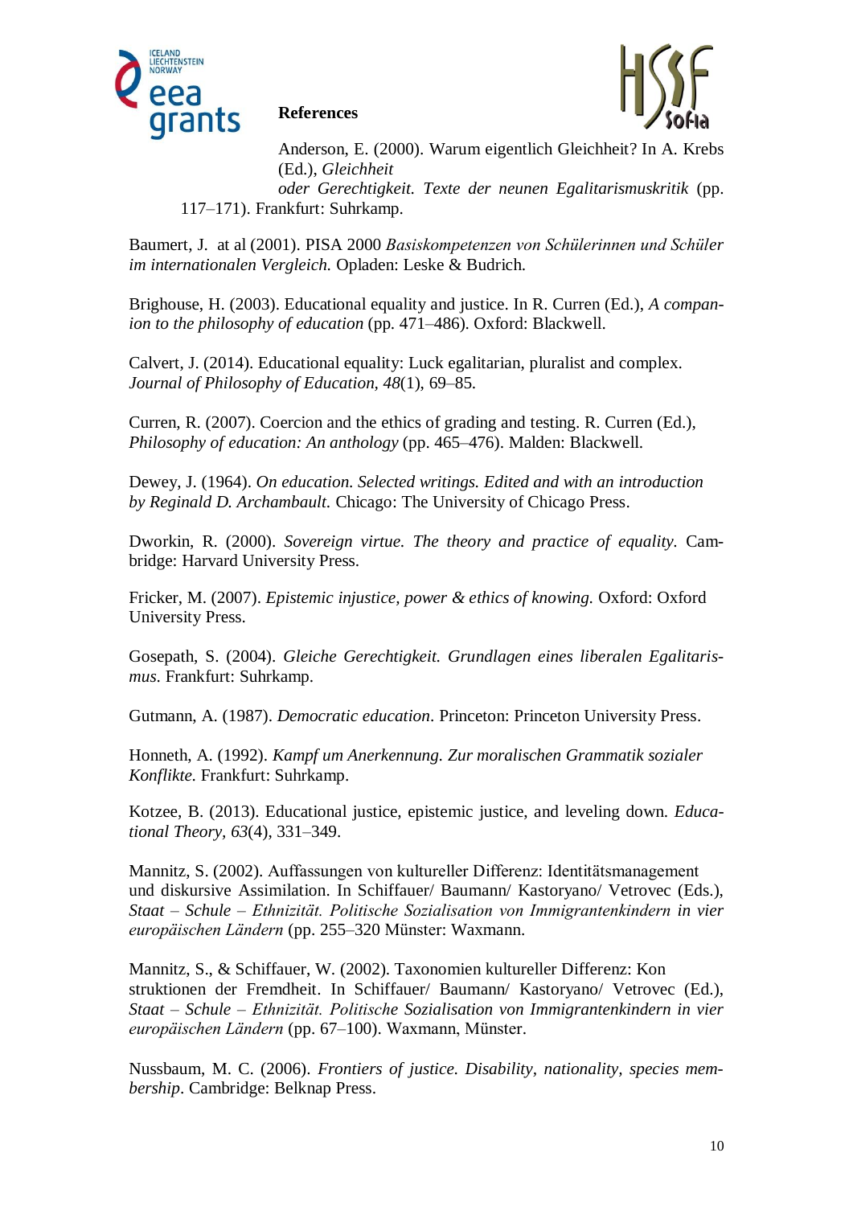## References

Anderson, E. (2000). Warum eigentlich Gleichheit? In A. Krebs (Ed.), *Gleichheit oder Gerechtigkeit. Texte der neunen Egalitarismuskritik* (pp. 117–171). Frankfurt: Suhrkamp.

Baumert, J. at al (2001). PISA 2000 *Basiskompetenzen von Schülerinnen und Schüler im internationalen Vergleich.* Opladen: Leske & Budrich.

Brighouse, H. (2003). Educational equality and justice. In R. Curren (Ed.), *A companion to the philosophy of education* (pp. 471–486). Oxford: Blackwell.

Calvert, J. (2014). Educational equality: Luck egalitarian, pluralist and complex. *Journal of Philosophy of Education, 48*(1), 69–85.

Curren, R. (2007). Coercion and the ethics of grading and testing. R. Curren (Ed.), *Philosophy of education: An anthology* (pp. 465–476). Malden: Blackwell.

Dewey, J. (1964). *On education. Selected writings. Edited and with an introduction by Reginald D. Archambault.* Chicago: The University of Chicago Press.

Dworkin, R. (2000). *Sovereign virtue. The theory and practice of equality.* Cambridge: Harvard University Press.

Fricker, M. (2007). *Epistemic injustice, power & ethics of knowing.* Oxford: Oxford University Press.

Gosepath, S. (2004). *Gleiche Gerechtigkeit. Grundlagen eines liberalen Egalitarismus.* Frankfurt: Suhrkamp.

Gutmann, A. (1987). *Democratic education*. Princeton: Princeton University Press.

Honneth, A. (1992). *Kampf um Anerkennung. Zur moralischen Grammatik sozialer Konflikte.* Frankfurt: Suhrkamp.

Kotzee, B. (2013). Educational justice, epistemic justice, and leveling down. *Educational Theory, 63*(4), 331–349.

Mannitz, S. (2002). Auffassungen von kultureller Differenz: Identitätsmanagement und diskursive Assimilation. In Schiffauer/ Baumann/ Kastoryano/ Vetrovec (Eds.), *Staat – Schule – Ethnizität. Politische Sozialisation von Immigrantenkindern in vier europäischen Ländern* (pp. 255–320 Münster: Waxmann.

Mannitz, S., & Schiffauer, W. (2002). Taxonomien kultureller Differenz: Kon struktionen der Fremdheit. In Schiffauer/ Baumann/ Kastoryano/ Vetrovec (Ed.), *Staat – Schule – Ethnizität. Politische Sozialisation von Immigrantenkindern in vier europäischen Ländern* (pp. 67–100). Waxmann, Münster.

Nussbaum, M. C. (2006). *Frontiers of justice. Disability, nationality, species membership*. Cambridge: Belknap Press.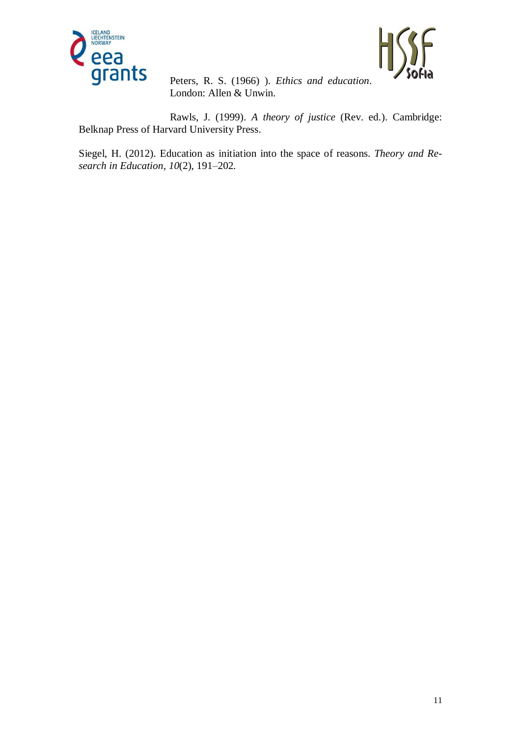Peters, R. S. (1966) ). *Ethics and education*. London: Allen & Unwin.

Rawls, J. (1999). *A theory of justice* (Rev. ed.). Cambridge: Belknap Press of Harvard University Press.

Siegel, H. (2012). Education as initiation into the space of reasons. *Theory and Research in Education*, *10*(2), 191–202.